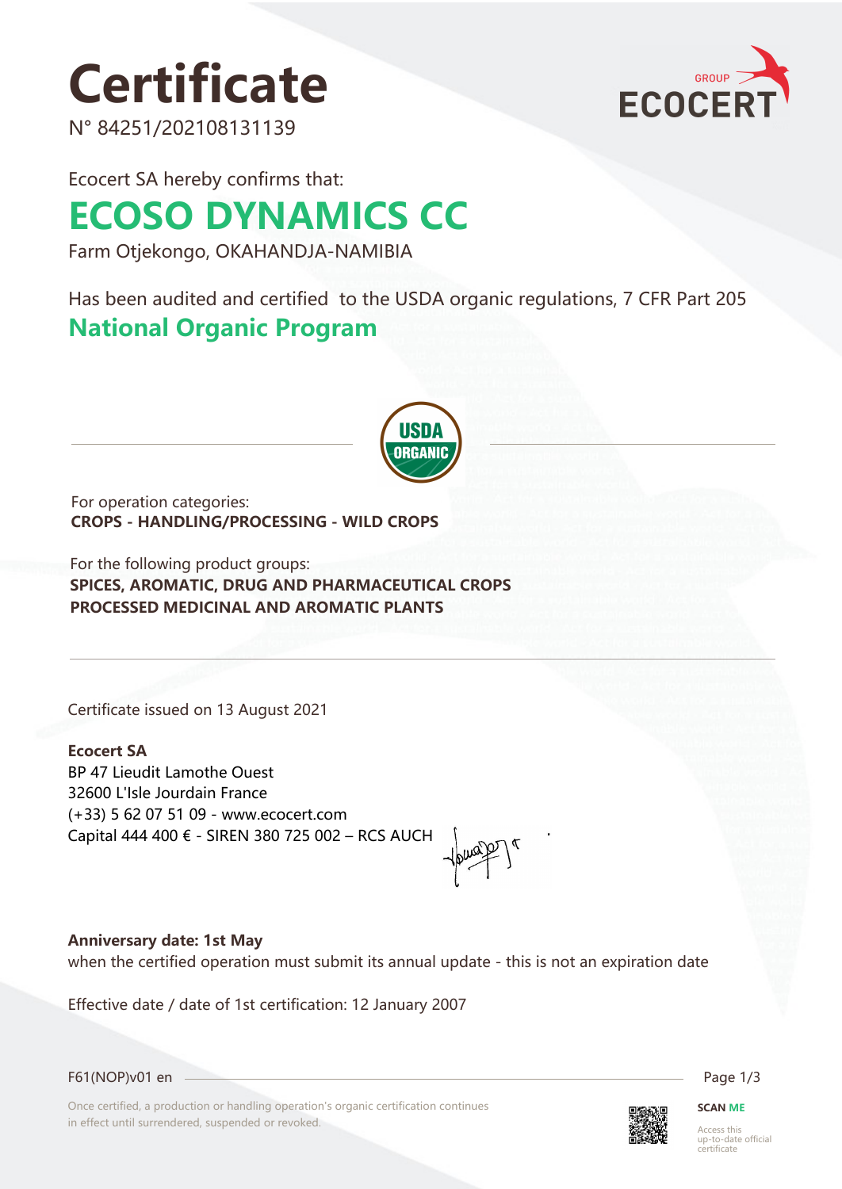# Certificate

N° 84251/202108131139

Ecocert SA hereby confirms that:

## ECOSO DYNAMICS CC

Farm Otjekongo, OKAHANDJA-NAMIBIA

Has been audited and certified to the USDA organic regulations, 7 CFR Part 205

## National Organic Program

For operation categories:
**CROPS - HANDLING/PROCESSING - WILD CROPS**

For the following product groups:
**SPICES, AROMATIC, DRUG AND PHARMACEUTICAL CROPS**
**PROCESSED MEDICINAL AND AROMATIC PLANTS**

Certificate issued on 13 August 2021

**Ecocert SA**
BP 47 Lieudit Lamothe Ouest
32600 L'Isle Jourdain France
(+33) 5 62 07 51 09 - www.ecocert.com
Capital 444 400 € - SIREN 380 725 002 – RCS AUCH

**Anniversary date: 1st May**
when the certified operation must submit its annual update - this is not an expiration date

Effective date / date of 1st certification: 12 January 2007

F61(NOP)v01 en

Once certified, a production or handling operation's organic certification continues in effect until surrendered, suspended or revoked.

**SCAN ME**
Access this up-to-date official certificate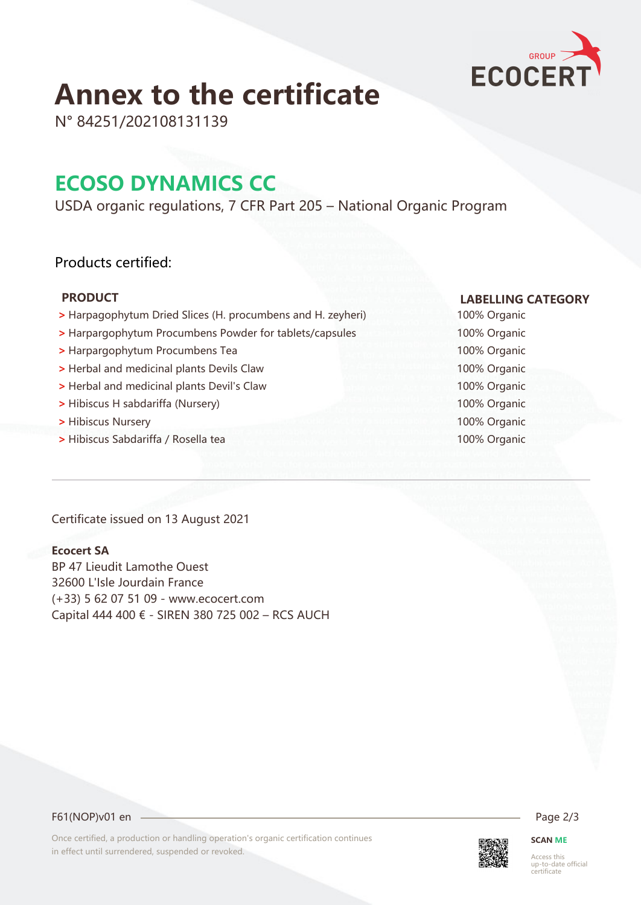# Annex to the certificate

N° 84251/202108131139

## ECOSO DYNAMICS CC

USDA organic regulations, 7 CFR Part 205 – National Organic Program

### Products certified:

| PRODUCT | LABELLING CATEGORY |
|---|---|
| > Harpagophytum Dried Slices (H. procumbens and H. zeyheri) | 100% Organic |
| > Harpargophytum Procumbens Powder for tablets/capsules | 100% Organic |
| > Harpargophytum Procumbens Tea | 100% Organic |
| > Herbal and medicinal plants Devils Claw | 100% Organic |
| > Herbal and medicinal plants Devil's Claw | 100% Organic |
| > Hibiscus H sabdariffa (Nursery) | 100% Organic |
| > Hibiscus Nursery | 100% Organic |
| > Hibiscus Sabdariffa / Rosella tea | 100% Organic |

Certificate issued on 13 August 2021

**Ecocert SA**
BP 47 Lieudit Lamothe Ouest
32600 L'Isle Jourdain France
(+33) 5 62 07 51 09 - www.ecocert.com
Capital 444 400 € - SIREN 380 725 002 – RCS AUCH

F61(NOP)v01 en

Once certified, a production or handling operation's organic certification continues in effect until surrendered, suspended or revoked.

SCAN ME

Access this up-to-date official certificate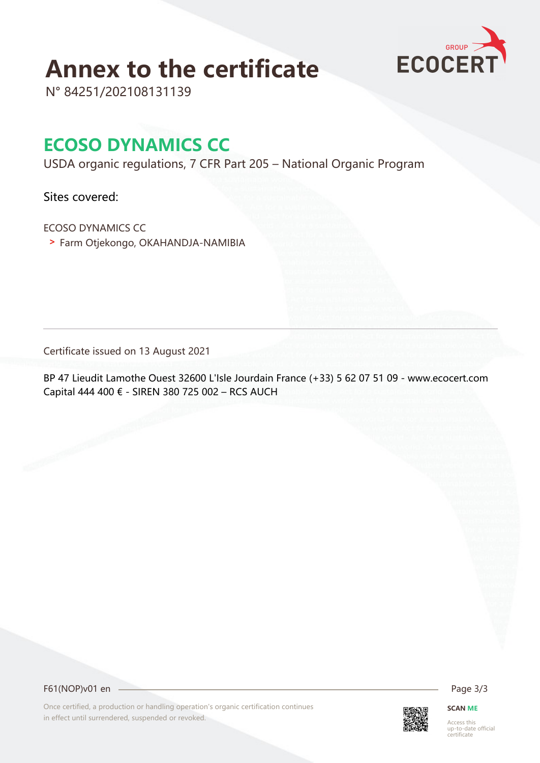# Annex to the certificate

N° 84251/202108131139

## ECOSO DYNAMICS CC

USDA organic regulations, 7 CFR Part 205 – National Organic Program

Sites covered:

ECOSO DYNAMICS CC

> Farm Otjekongo, OKAHANDJA-NAMIBIA

---

Certificate issued on 13 August 2021

BP 47 Lieudit Lamothe Ouest 32600 L'Isle Jourdain France (+33) 5 62 07 51 09 - www.ecocert.com
Capital 444 400 € - SIREN 380 725 002 – RCS AUCH

F61(NOP)v01 en

Once certified, a production or handling operation's organic certification continues in effect until surrendered, suspended or revoked.

**SCAN ME**

Access this up-to-date official certificate